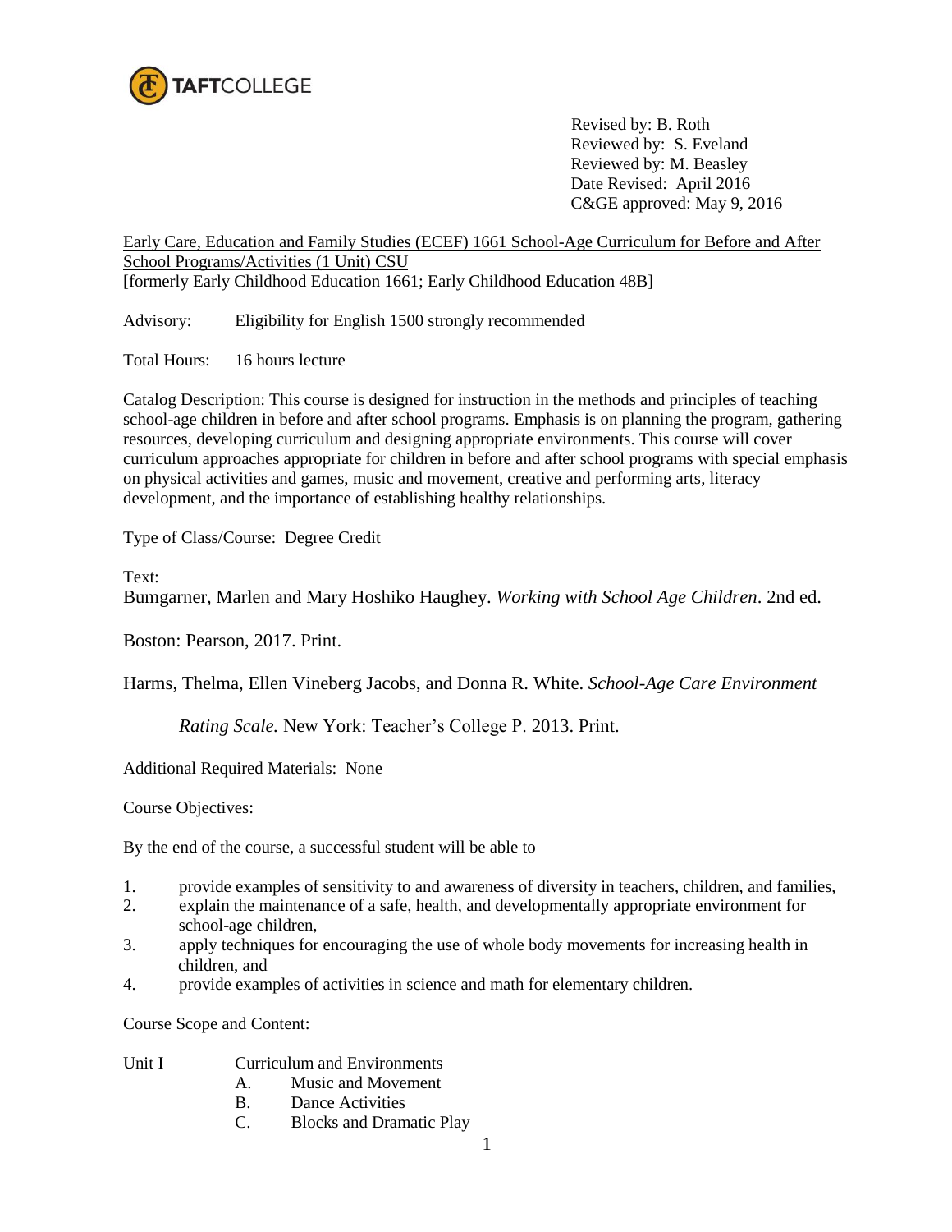TAFTCOLLEGE

Revised by: B. Roth
Reviewed by: S. Eveland
Reviewed by: M. Beasley
Date Revised: April 2016
C&GE approved: May 9, 2016

Early Care, Education and Family Studies (ECEF) 1661 School-Age Curriculum for Before and After School Programs/Activities (1 Unit) CSU
[formerly Early Childhood Education 1661; Early Childhood Education 48B]

Advisory: Eligibility for English 1500 strongly recommended

Total Hours: 16 hours lecture

Catalog Description: This course is designed for instruction in the methods and principles of teaching school-age children in before and after school programs. Emphasis is on planning the program, gathering resources, developing curriculum and designing appropriate environments. This course will cover curriculum approaches appropriate for children in before and after school programs with special emphasis on physical activities and games, music and movement, creative and performing arts, literacy development, and the importance of establishing healthy relationships.

Type of Class/Course: Degree Credit

Text:

Bumgarner, Marlen and Mary Hoshiko Haughey. *Working with School Age Children*. 2nd ed. Boston: Pearson, 2017. Print.

Harms, Thelma, Ellen Vineberg Jacobs, and Donna R. White. *School-Age Care Environment Rating Scale.* New York: Teacher's College P. 2013. Print.

Additional Required Materials: None

Course Objectives:

By the end of the course, a successful student will be able to

1. provide examples of sensitivity to and awareness of diversity in teachers, children, and families,
2. explain the maintenance of a safe, health, and developmentally appropriate environment for school-age children,
3. apply techniques for encouraging the use of whole body movements for increasing health in children, and
4. provide examples of activities in science and math for elementary children.

Course Scope and Content:

Unit I Curriculum and Environments
- A. Music and Movement
- B. Dance Activities
- C. Blocks and Dramatic Play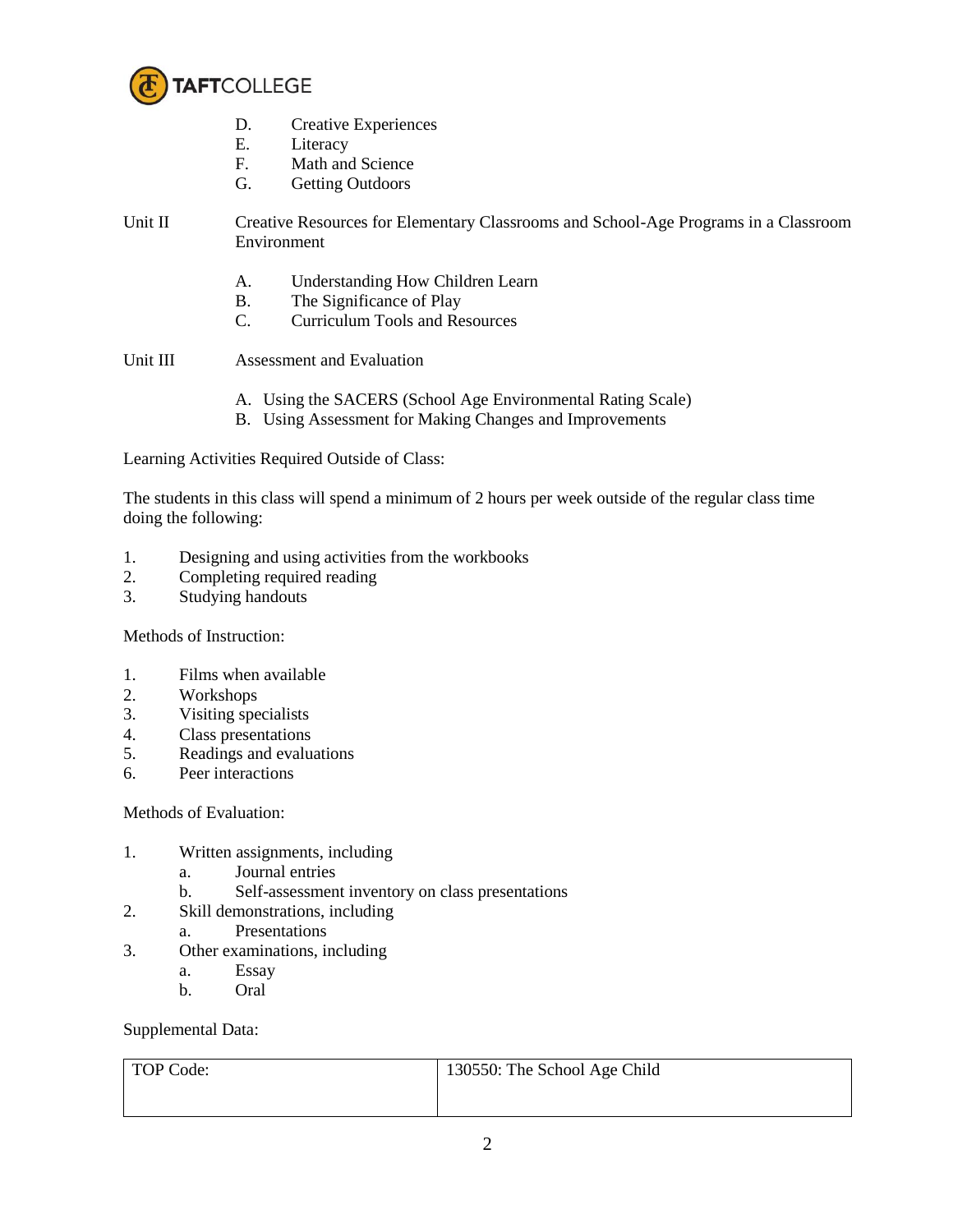D. Creative Experiences
E. Literacy
F. Math and Science
G. Getting Outdoors

Unit II Creative Resources for Elementary Classrooms and School-Age Programs in a Classroom Environment

A. Understanding How Children Learn
B. The Significance of Play
C. Curriculum Tools and Resources

Unit III Assessment and Evaluation

A. Using the SACERS (School Age Environmental Rating Scale)
B. Using Assessment for Making Changes and Improvements

Learning Activities Required Outside of Class:

The students in this class will spend a minimum of 2 hours per week outside of the regular class time doing the following:

1. Designing and using activities from the workbooks
2. Completing required reading
3. Studying handouts

Methods of Instruction:

1. Films when available
2. Workshops
3. Visiting specialists
4. Class presentations
5. Readings and evaluations
6. Peer interactions

Methods of Evaluation:

1. Written assignments, including
   a. Journal entries
   b. Self-assessment inventory on class presentations
2. Skill demonstrations, including
   a. Presentations
3. Other examinations, including
   a. Essay
   b. Oral

Supplemental Data:

| TOP Code: | 130550: The School Age Child |
| --- | --- |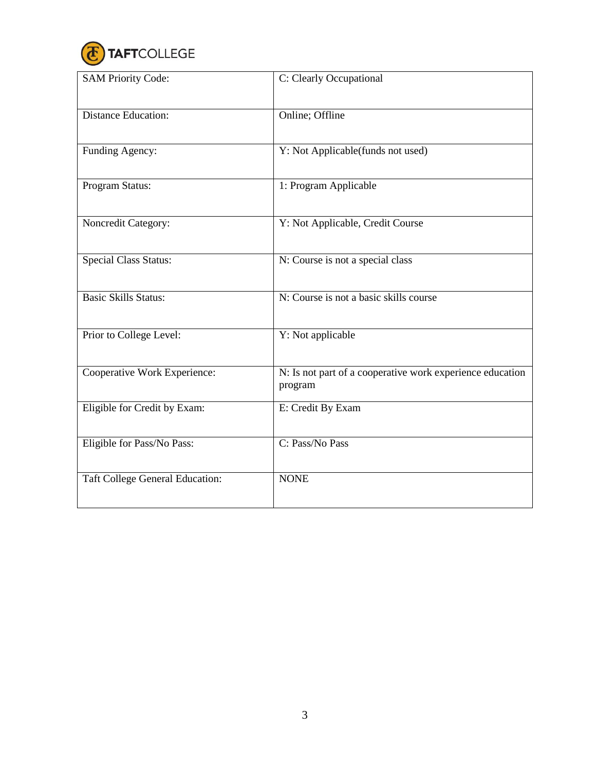| | |
|---|---|
| SAM Priority Code: | C: Clearly Occupational |
| Distance Education: | Online; Offline |
| Funding Agency: | Y: Not Applicable(funds not used) |
| Program Status: | 1: Program Applicable |
| Noncredit Category: | Y: Not Applicable, Credit Course |
| Special Class Status: | N: Course is not a special class |
| Basic Skills Status: | N: Course is not a basic skills course |
| Prior to College Level: | Y: Not applicable |
| Cooperative Work Experience: | N: Is not part of a cooperative work experience education program |
| Eligible for Credit by Exam: | E: Credit By Exam |
| Eligible for Pass/No Pass: | C: Pass/No Pass |
| Taft College General Education: | NONE |